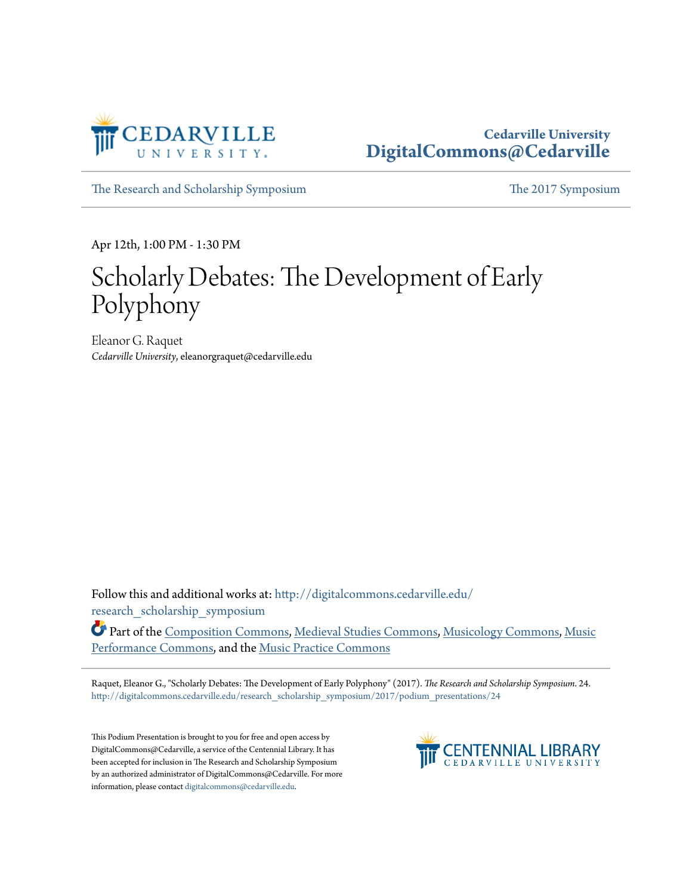Cedarville University
DigitalCommons@Cedarville

The Research and Scholarship Symposium | The 2017 Symposium

Apr 12th, 1:00 PM - 1:30 PM

# Scholarly Debates: The Development of Early Polyphony

Eleanor G. Raquet
*Cedarville University*, eleanorgraquet@cedarville.edu

Follow this and additional works at: http://digitalcommons.cedarville.edu/research_scholarship_symposium

Part of the Composition Commons, Medieval Studies Commons, Musicology Commons, Music Performance Commons, and the Music Practice Commons

Raquet, Eleanor G., "Scholarly Debates: The Development of Early Polyphony" (2017). *The Research and Scholarship Symposium*. 24.
http://digitalcommons.cedarville.edu/research_scholarship_symposium/2017/podium_presentations/24

This Podium Presentation is brought to you for free and open access by DigitalCommons@Cedarville, a service of the Centennial Library. It has been accepted for inclusion in The Research and Scholarship Symposium by an authorized administrator of DigitalCommons@Cedarville. For more information, please contact digitalcommons@cedarville.edu.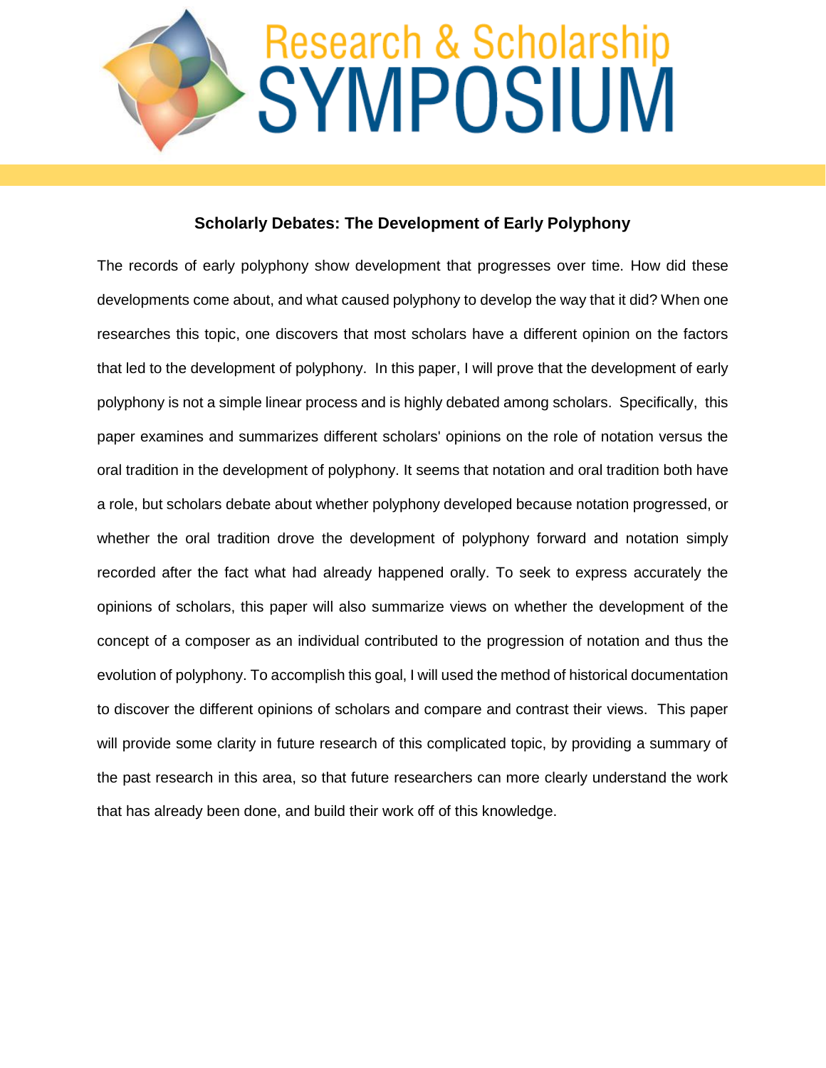### Scholarly Debates: The Development of Early Polyphony

The records of early polyphony show development that progresses over time. How did these developments come about, and what caused polyphony to develop the way that it did? When one researches this topic, one discovers that most scholars have a different opinion on the factors that led to the development of polyphony. In this paper, I will prove that the development of early polyphony is not a simple linear process and is highly debated among scholars. Specifically, this paper examines and summarizes different scholars' opinions on the role of notation versus the oral tradition in the development of polyphony. It seems that notation and oral tradition both have a role, but scholars debate about whether polyphony developed because notation progressed, or whether the oral tradition drove the development of polyphony forward and notation simply recorded after the fact what had already happened orally. To seek to express accurately the opinions of scholars, this paper will also summarize views on whether the development of the concept of a composer as an individual contributed to the progression of notation and thus the evolution of polyphony. To accomplish this goal, I will used the method of historical documentation to discover the different opinions of scholars and compare and contrast their views. This paper will provide some clarity in future research of this complicated topic, by providing a summary of the past research in this area, so that future researchers can more clearly understand the work that has already been done, and build their work off of this knowledge.